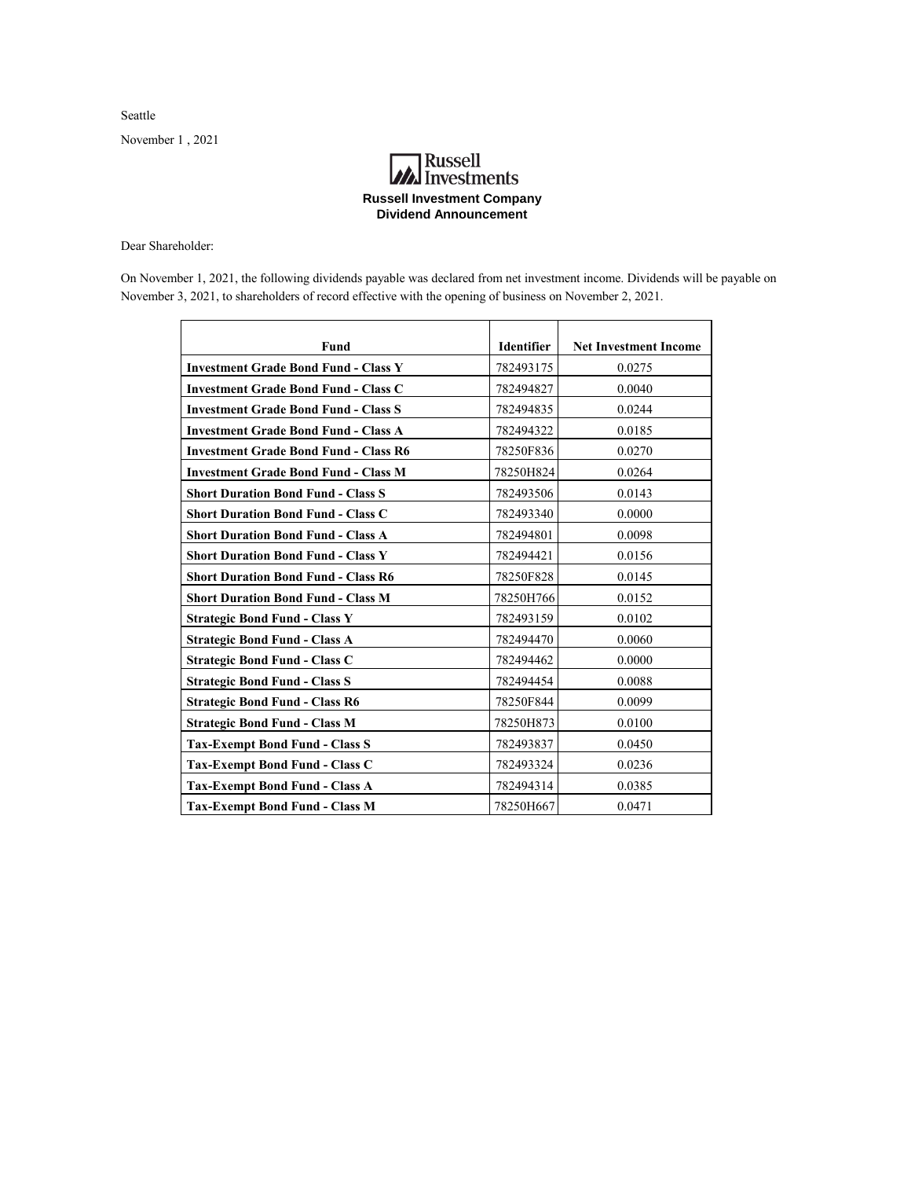Seattle

November 1 , 2021

Russell Investments

**Russell Investment Company**
**Dividend Announcement**

Dear Shareholder:

On November 1, 2021, the following dividends payable was declared from net investment income. Dividends will be payable on November 3, 2021, to shareholders of record effective with the opening of business on November 2, 2021.

| Fund | Identifier | Net Investment Income |
|---|---|---|
| **Investment Grade Bond Fund - Class Y** | 782493175 | 0.0275 |
| **Investment Grade Bond Fund - Class C** | 782494827 | 0.0040 |
| **Investment Grade Bond Fund - Class S** | 782494835 | 0.0244 |
| **Investment Grade Bond Fund - Class A** | 782494322 | 0.0185 |
| **Investment Grade Bond Fund - Class R6** | 78250F836 | 0.0270 |
| **Investment Grade Bond Fund - Class M** | 78250H824 | 0.0264 |
| **Short Duration Bond Fund - Class S** | 782493506 | 0.0143 |
| **Short Duration Bond Fund - Class C** | 782493340 | 0.0000 |
| **Short Duration Bond Fund - Class A** | 782494801 | 0.0098 |
| **Short Duration Bond Fund - Class Y** | 782494421 | 0.0156 |
| **Short Duration Bond Fund - Class R6** | 78250F828 | 0.0145 |
| **Short Duration Bond Fund - Class M** | 78250H766 | 0.0152 |
| **Strategic Bond Fund - Class Y** | 782493159 | 0.0102 |
| **Strategic Bond Fund - Class A** | 782494470 | 0.0060 |
| **Strategic Bond Fund - Class C** | 782494462 | 0.0000 |
| **Strategic Bond Fund - Class S** | 782494454 | 0.0088 |
| **Strategic Bond Fund - Class R6** | 78250F844 | 0.0099 |
| **Strategic Bond Fund - Class M** | 78250H873 | 0.0100 |
| **Tax-Exempt Bond Fund - Class S** | 782493837 | 0.0450 |
| **Tax-Exempt Bond Fund - Class C** | 782493324 | 0.0236 |
| **Tax-Exempt Bond Fund - Class A** | 782494314 | 0.0385 |
| **Tax-Exempt Bond Fund - Class M** | 78250H667 | 0.0471 |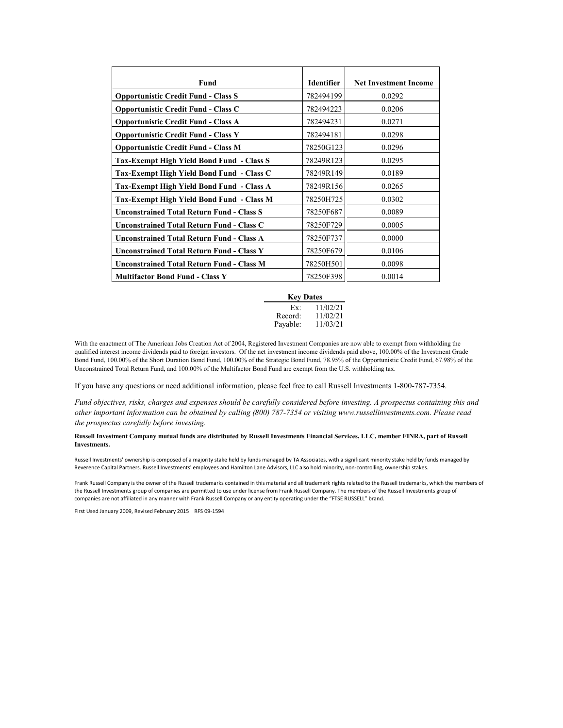| Fund | Identifier | Net Investment Income |
|---|---|---|
| **Opportunistic Credit Fund - Class S** | 782494199 | 0.0292 |
| **Opportunistic Credit Fund - Class C** | 782494223 | 0.0206 |
| **Opportunistic Credit Fund - Class A** | 782494231 | 0.0271 |
| **Opportunistic Credit Fund - Class Y** | 782494181 | 0.0298 |
| **Opportunistic Credit Fund - Class M** | 78250G123 | 0.0296 |
| **Tax-Exempt High Yield Bond Fund - Class S** | 78249R123 | 0.0295 |
| **Tax-Exempt High Yield Bond Fund - Class C** | 78249R149 | 0.0189 |
| **Tax-Exempt High Yield Bond Fund - Class A** | 78249R156 | 0.0265 |
| **Tax-Exempt High Yield Bond Fund - Class M** | 78250H725 | 0.0302 |
| **Unconstrained Total Return Fund - Class S** | 78250F687 | 0.0089 |
| **Unconstrained Total Return Fund - Class C** | 78250F729 | 0.0005 |
| **Unconstrained Total Return Fund - Class A** | 78250F737 | 0.0000 |
| **Unconstrained Total Return Fund - Class Y** | 78250F679 | 0.0106 |
| **Unconstrained Total Return Fund - Class M** | 78250H501 | 0.0098 |
| **Multifactor Bond Fund - Class Y** | 78250F398 | 0.0014 |

| **Key Dates** | |
|---|---|
| Ex: | 11/02/21 |
| Record: | 11/02/21 |
| Payable: | 11/03/21 |

With the enactment of The American Jobs Creation Act of 2004, Registered Investment Companies are now able to exempt from withholding the qualified interest income dividends paid to foreign investors. Of the net investment income dividends paid above, 100.00% of the Investment Grade Bond Fund, 100.00% of the Short Duration Bond Fund, 100.00% of the Strategic Bond Fund, 78.95% of the Opportunistic Credit Fund, 67.98% of the Unconstrained Total Return Fund, and 100.00% of the Multifactor Bond Fund are exempt from the U.S. withholding tax.

If you have any questions or need additional information, please feel free to call Russell Investments 1-800-787-7354.

*Fund objectives, risks, charges and expenses should be carefully considered before investing. A prospectus containing this and other important information can be obtained by calling (800) 787-7354 or visiting www.russellinvestments.com. Please read the prospectus carefully before investing.*

**Russell Investment Company mutual funds are distributed by Russell Investments Financial Services, LLC, member FINRA, part of Russell Investments.**

Russell Investments' ownership is composed of a majority stake held by funds managed by TA Associates, with a significant minority stake held by funds managed by Reverence Capital Partners. Russell Investments' employees and Hamilton Lane Advisors, LLC also hold minority, non-controlling, ownership stakes.

Frank Russell Company is the owner of the Russell trademarks contained in this material and all trademark rights related to the Russell trademarks, which the members of the Russell Investments group of companies are permitted to use under license from Frank Russell Company. The members of the Russell Investments group of companies are not affiliated in any manner with Frank Russell Company or any entity operating under the "FTSE RUSSELL" brand.

First Used January 2009, Revised February 2015 RFS 09-1594